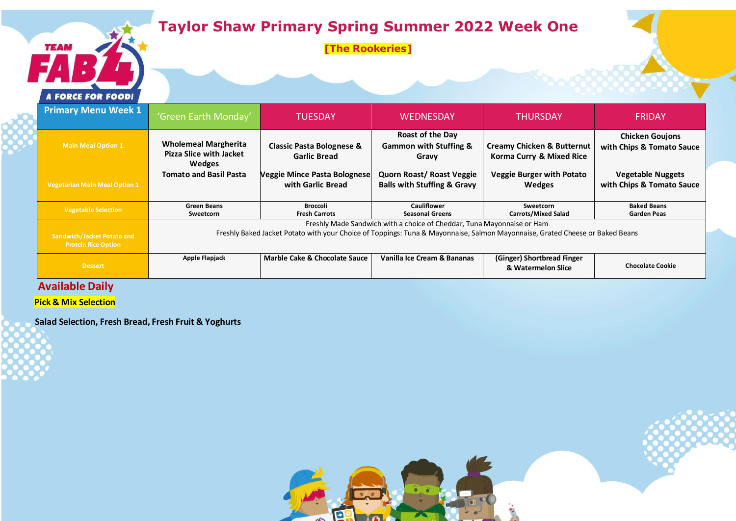# Taylor Shaw Primary Spring Summer 2022 Week One

**[The Rookeries]**

TEAM FAB 4 A FORCE FOR FOOD!

| Primary Menu Week 1 | 'Green Earth Monday' | TUESDAY | WEDNESDAY | THURSDAY | FRIDAY |
| --- | --- | --- | --- | --- | --- |
| Main Meal Option 1 | **Wholemeal Margherita Pizza Slice with Jacket Wedges** | **Classic Pasta Bolognese & Garlic Bread** | **Roast of the Day Gammon with Stuffing & Gravy** | **Creamy Chicken & Butternut Korma Curry & Mixed Rice** | **Chicken Goujons with Chips & Tomato Sauce** |
| Vegetarian Main Meal Option 1 | **Tomato and Basil Pasta** | **Veggie Mince Pasta Bolognese with Garlic Bread** | **Quorn Roast/ Roast Veggie Balls with Stuffing & Gravy** | **Veggie Burger with Potato Wedges** | **Vegetable Nuggets with Chips & Tomato Sauce** |
| Vegetable Selection | **Green Beans Sweetcorn** | **Broccoli Fresh Carrots** | **Cauliflower Seasonal Greens** | **Sweetcorn Carrots/Mixed Salad** | **Baked Beans Garden Peas** |
| Sandwich/Jacket Potato and Protein Rice Option | Freshly Made Sandwich with a choice of Cheddar, Tuna Mayonnaise or Ham<br>Freshly Baked Jacket Potato with your Choice of Toppings: Tuna & Mayonnaise, Salmon Mayonnaise, Grated Cheese or Baked Beans | | | | |
| Dessert | **Apple Flapjack** | **Marble Cake & Chocolate Sauce** | **Vanilla Ice Cream & Bananas** | **(Ginger) Shortbread Finger & Watermelon Slice** | **Chocolate Cookie** |

## Available Daily

**Pick & Mix Selection**

**Salad Selection, Fresh Bread, Fresh Fruit & Yoghurts**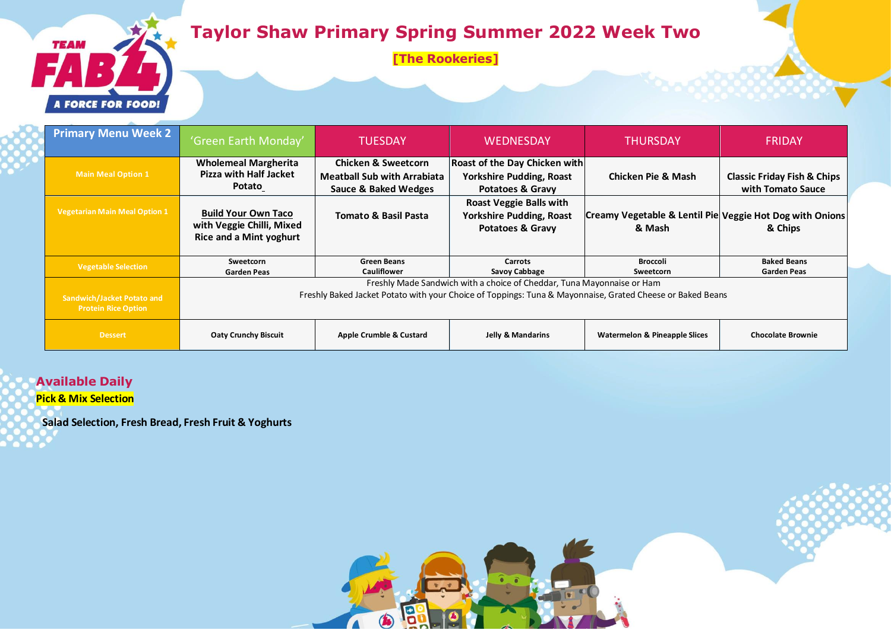# Taylor Shaw Primary Spring Summer 2022 Week Two

**[The Rookeries]**

| Primary Menu Week 2 | 'Green Earth Monday' | TUESDAY | WEDNESDAY | THURSDAY | FRIDAY |
|---|---|---|---|---|---|
| Main Meal Option 1 | **Wholemeal Margherita Pizza with Half Jacket Potato** | **Chicken & Sweetcorn Meatball Sub with Arrabiata Sauce & Baked Wedges** | **Roast of the Day Chicken with Yorkshire Pudding, Roast Potatoes & Gravy** | **Chicken Pie & Mash** | **Classic Friday Fish & Chips with Tomato Sauce** |
| Vegetarian Main Meal Option 1 | **Build Your Own Taco with Veggie Chilli, Mixed Rice and a Mint yoghurt** | **Tomato & Basil Pasta** | **Roast Veggie Balls with Yorkshire Pudding, Roast Potatoes & Gravy** | **Creamy Vegetable & Lentil Pie & Mash** | **Veggie Hot Dog with Onions & Chips** |
| Vegetable Selection | Sweetcorn<br>Garden Peas | Green Beans<br>Cauliflower | Carrots<br>Savoy Cabbage | Broccoli<br>Sweetcorn | Baked Beans<br>Garden Peas |
| Sandwich/Jacket Potato and Protein Rice Option | Freshly Made Sandwich with a choice of Cheddar, Tuna Mayonnaise or Ham<br>Freshly Baked Jacket Potato with your Choice of Toppings: Tuna & Mayonnaise, Grated Cheese or Baked Beans | | | | |
| Dessert | Oaty Crunchy Biscuit | Apple Crumble & Custard | Jelly & Mandarins | Watermelon & Pineapple Slices | Chocolate Brownie |

## Available Daily

**Pick & Mix Selection**

**Salad Selection, Fresh Bread, Fresh Fruit & Yoghurts**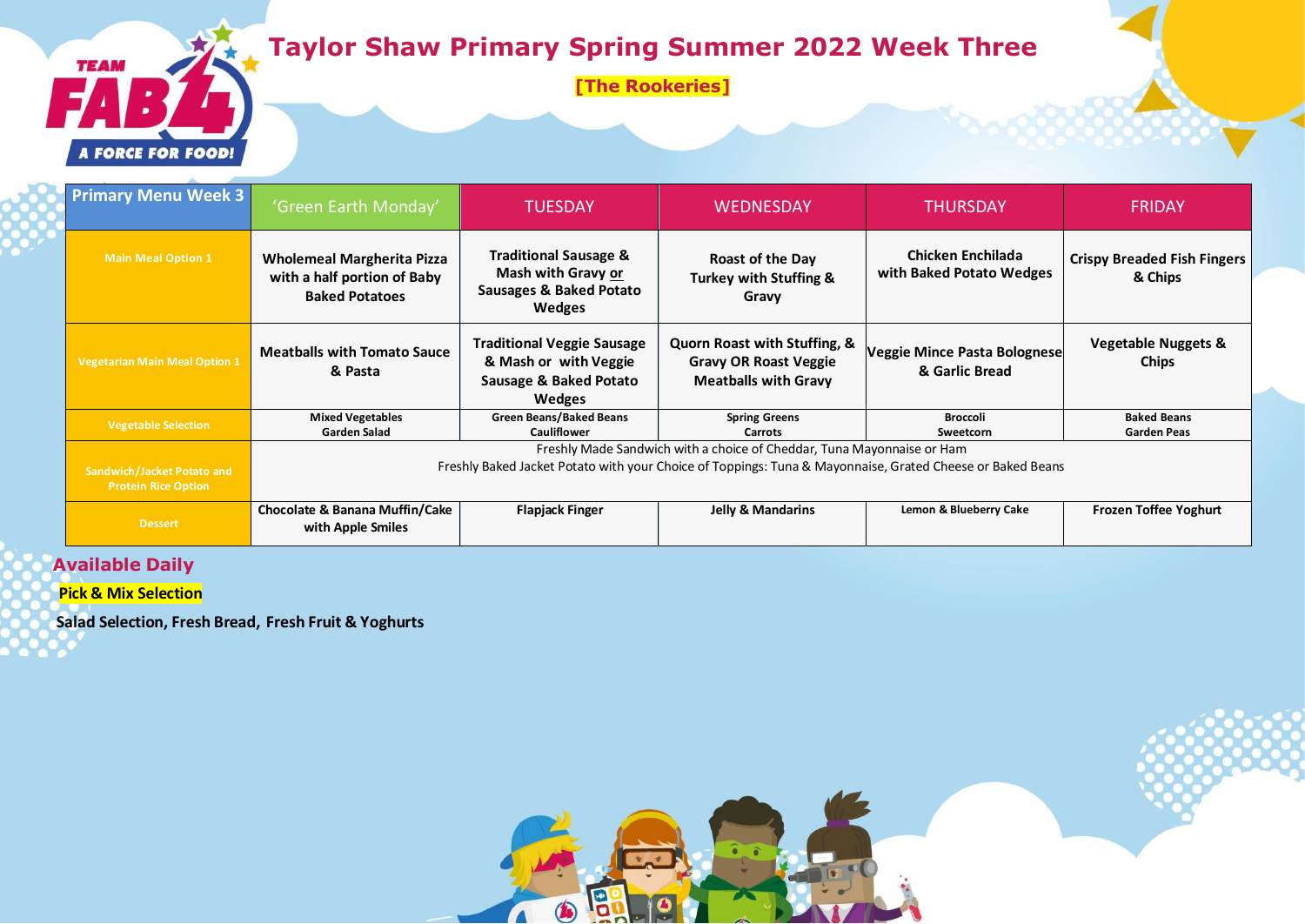# Taylor Shaw Primary Spring Summer 2022 Week Three

**[The Rookeries]**

| Primary Menu Week 3 | 'Green Earth Monday' | TUESDAY | WEDNESDAY | THURSDAY | FRIDAY |
|---|---|---|---|---|---|
| Main Meal Option 1 | **Wholemeal Margherita Pizza with a half portion of Baby Baked Potatoes** | **Traditional Sausage & Mash with Gravy or Sausages & Baked Potato Wedges** | **Roast of the Day Turkey with Stuffing & Gravy** | **Chicken Enchilada with Baked Potato Wedges** | **Crispy Breaded Fish Fingers & Chips** |
| Vegetarian Main Meal Option 1 | **Meatballs with Tomato Sauce & Pasta** | **Traditional Veggie Sausage & Mash or with Veggie Sausage & Baked Potato Wedges** | **Quorn Roast with Stuffing, & Gravy OR Roast Veggie Meatballs with Gravy** | **Veggie Mince Pasta Bolognese & Garlic Bread** | **Vegetable Nuggets & Chips** |
| Vegetable Selection | **Mixed Vegetables Garden Salad** | **Green Beans/Baked Beans Cauliflower** | **Spring Greens Carrots** | **Broccoli Sweetcorn** | **Baked Beans Garden Peas** |
| Sandwich/Jacket Potato and Protein Rice Option | Freshly Made Sandwich with a choice of Cheddar, Tuna Mayonnaise or Ham<br>Freshly Baked Jacket Potato with your Choice of Toppings: Tuna & Mayonnaise, Grated Cheese or Baked Beans | | | | |
| Dessert | **Chocolate & Banana Muffin/Cake with Apple Smiles** | **Flapjack Finger** | **Jelly & Mandarins** | **Lemon & Blueberry Cake** | **Frozen Toffee Yoghurt** |

## Available Daily

**Pick & Mix Selection**

**Salad Selection, Fresh Bread, Fresh Fruit & Yoghurts**